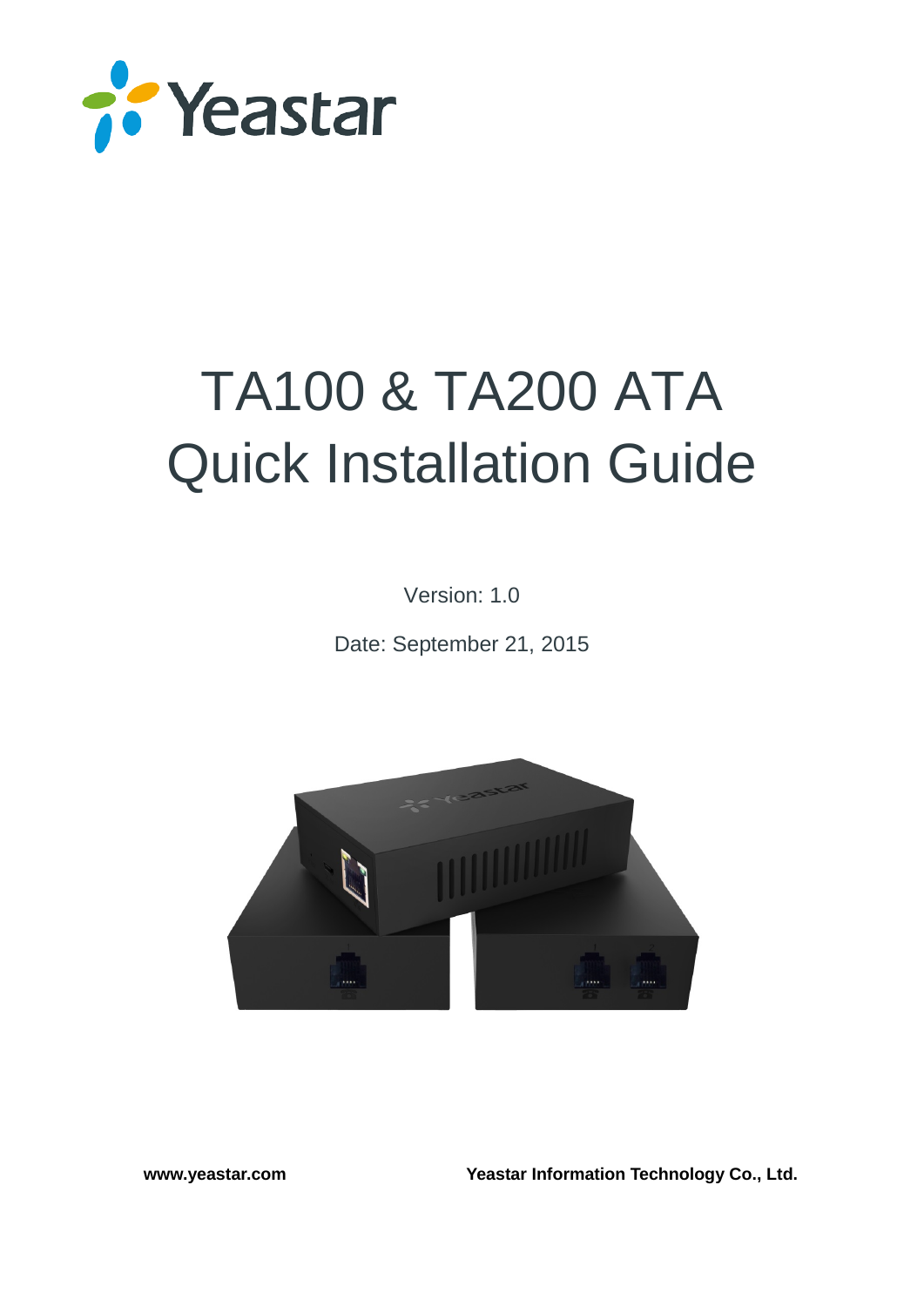# TA100 & TA200 ATA Quick Installation Guide

Version: 1.0

Date: September 21, 2015

www.yeastar.com

Yeastar Information Technology Co., Ltd.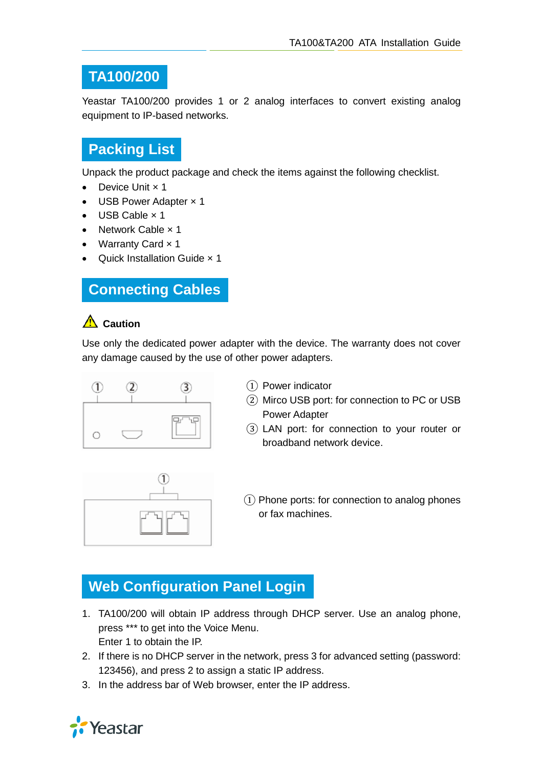## TA100/200

Yeastar TA100/200 provides 1 or 2 analog interfaces to convert existing analog equipment to IP-based networks.

## Packing List

Unpack the product package and check the items against the following checklist.

- Device Unit × 1
- USB Power Adapter × 1
- USB Cable × 1
- Network Cable × 1
- Warranty Card × 1
- Quick Installation Guide × 1

## Connecting Cables

**Caution**

Use only the dedicated power adapter with the device. The warranty does not cover any damage caused by the use of other power adapters.

① Power indicator
② Mirco USB port: for connection to PC or USB Power Adapter
③ LAN port: for connection to your router or broadband network device.

① Phone ports: for connection to analog phones or fax machines.

## Web Configuration Panel Login

1. TA100/200 will obtain IP address through DHCP server. Use an analog phone, press *** to get into the Voice Menu.
   Enter 1 to obtain the IP.
2. If there is no DHCP server in the network, press 3 for advanced setting (password: 123456), and press 2 to assign a static IP address.
3. In the address bar of Web browser, enter the IP address.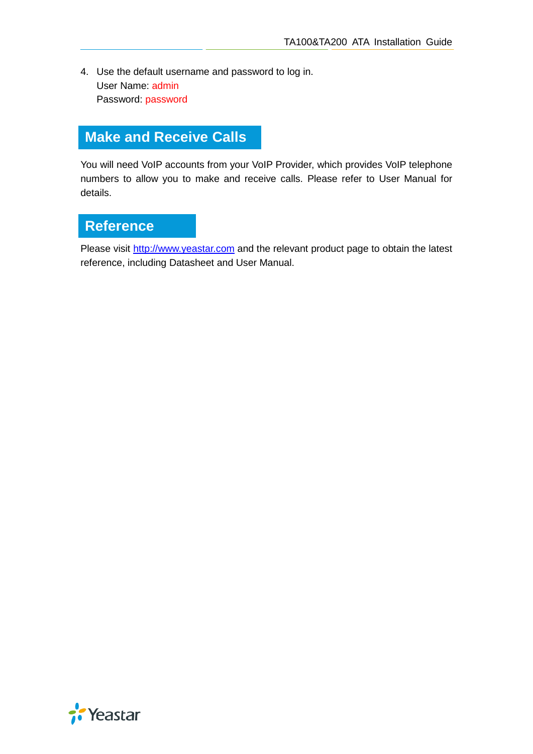4. Use the default username and password to log in.
   User Name: admin
   Password: password

## Make and Receive Calls

You will need VoIP accounts from your VoIP Provider, which provides VoIP telephone numbers to allow you to make and receive calls. Please refer to User Manual for details.

## Reference

Please visit [http://www.yeastar.com](http://www.yeastar.com) and the relevant product page to obtain the latest reference, including Datasheet and User Manual.